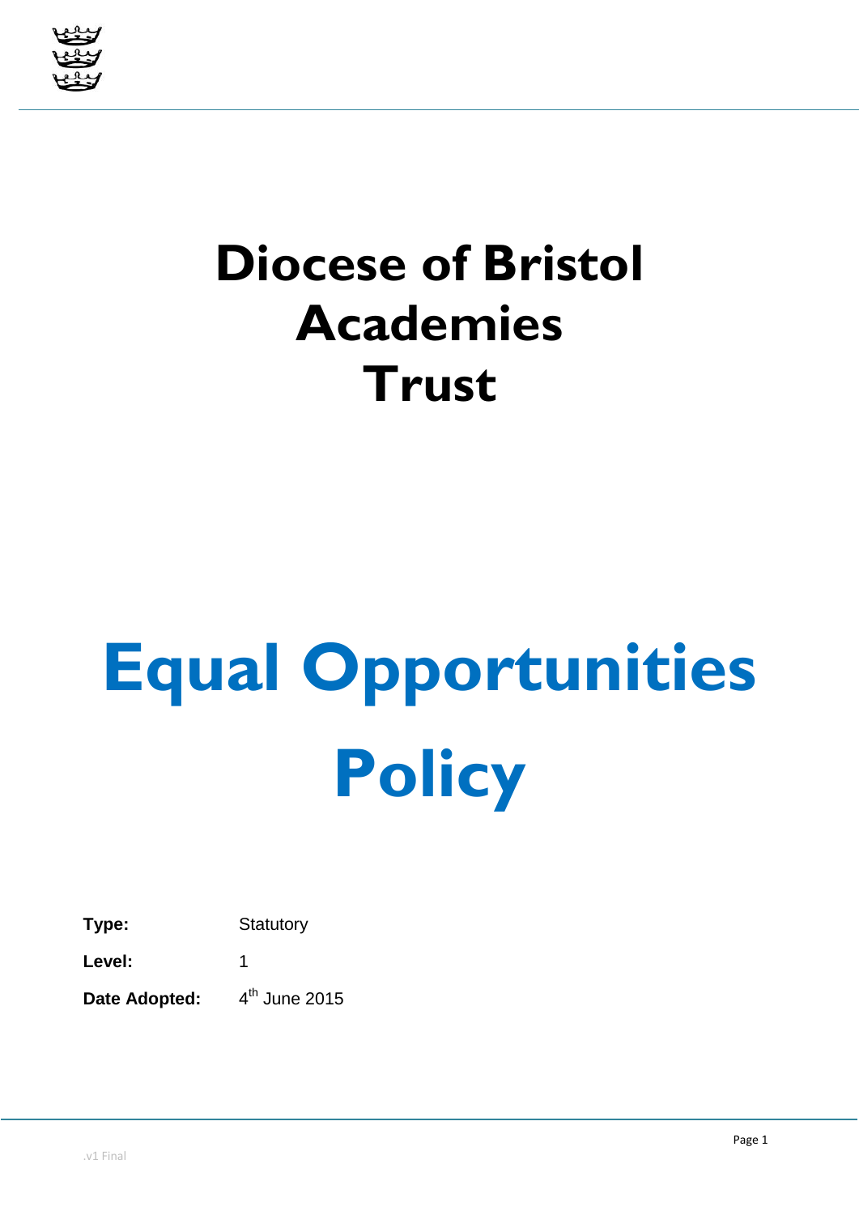# Diocese of Bristol Academies Trust

# Equal Opportunities Policy

**Type:** Statutory

**Level:** 1

**Date Adopted:** 4th June 2015

.v1 Final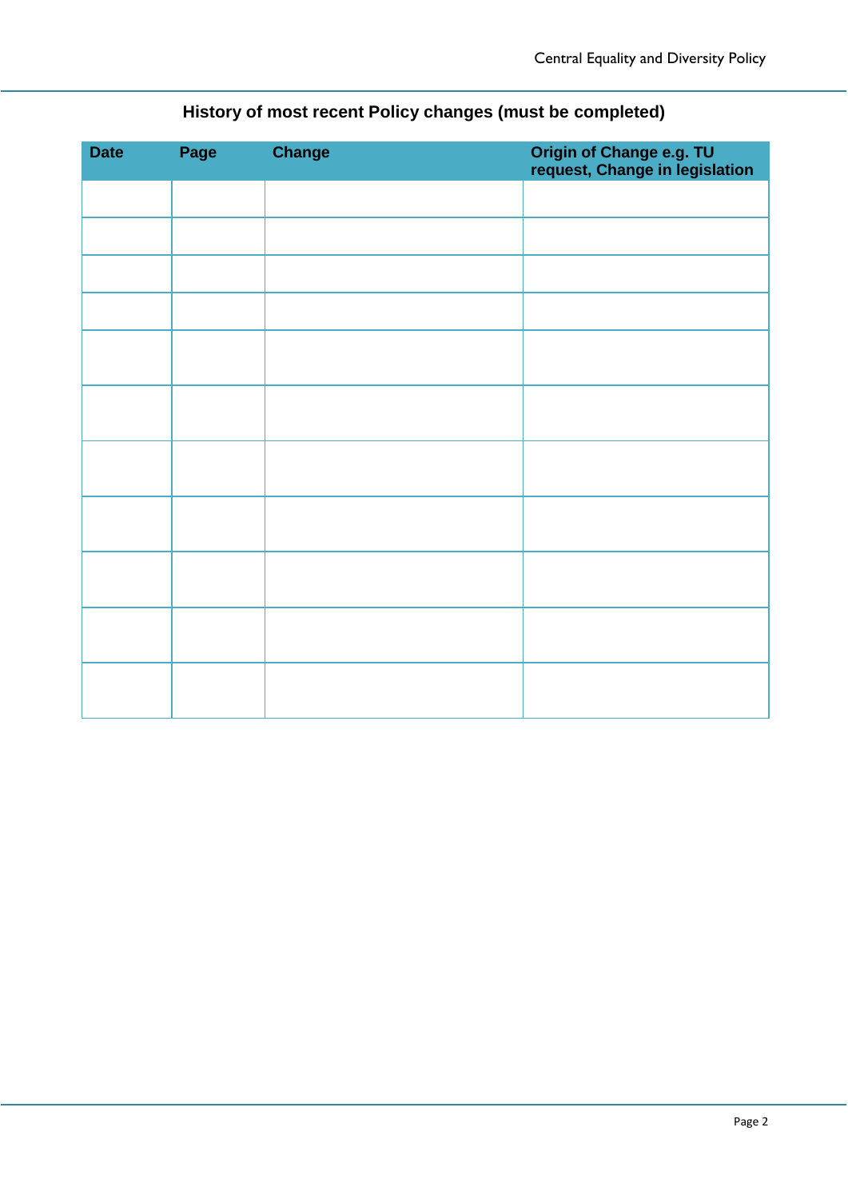## History of most recent Policy changes (must be completed)

| Date | Page | Change | Origin of Change e.g. TU request, Change in legislation |
|---|---|---|---|
| | | | |
| | | | |
| | | | |
| | | | |
| | | | |
| | | | |
| | | | |
| | | | |
| | | | |
| | | | |
| | | | |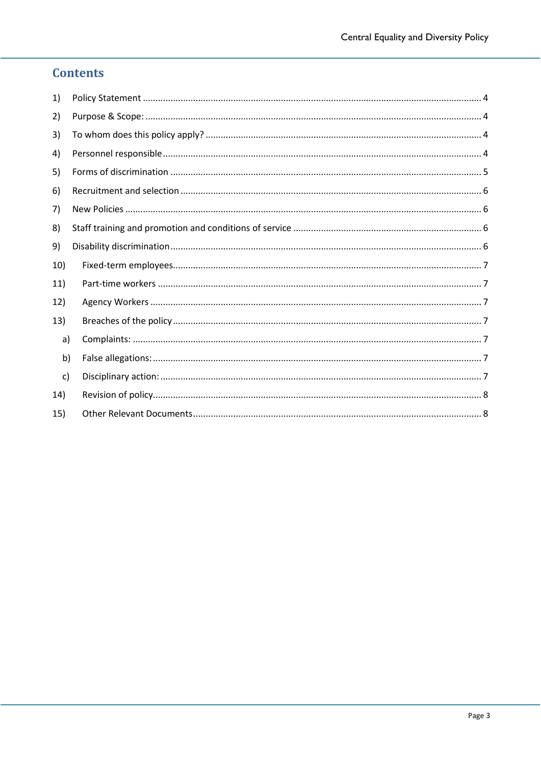# Contents

1) Policy Statement ..... 4
2) Purpose & Scope: ..... 4
3) To whom does this policy apply? ..... 4
4) Personnel responsible ..... 4
5) Forms of discrimination ..... 5
6) Recruitment and selection ..... 6
7) New Policies ..... 6
8) Staff training and promotion and conditions of service ..... 6
9) Disability discrimination ..... 6
10) Fixed-term employees ..... 7
11) Part-time workers ..... 7
12) Agency Workers ..... 7
13) Breaches of the policy ..... 7
    a) Complaints: ..... 7
    b) False allegations: ..... 7
    c) Disciplinary action: ..... 7
14) Revision of policy ..... 8
15) Other Relevant Documents ..... 8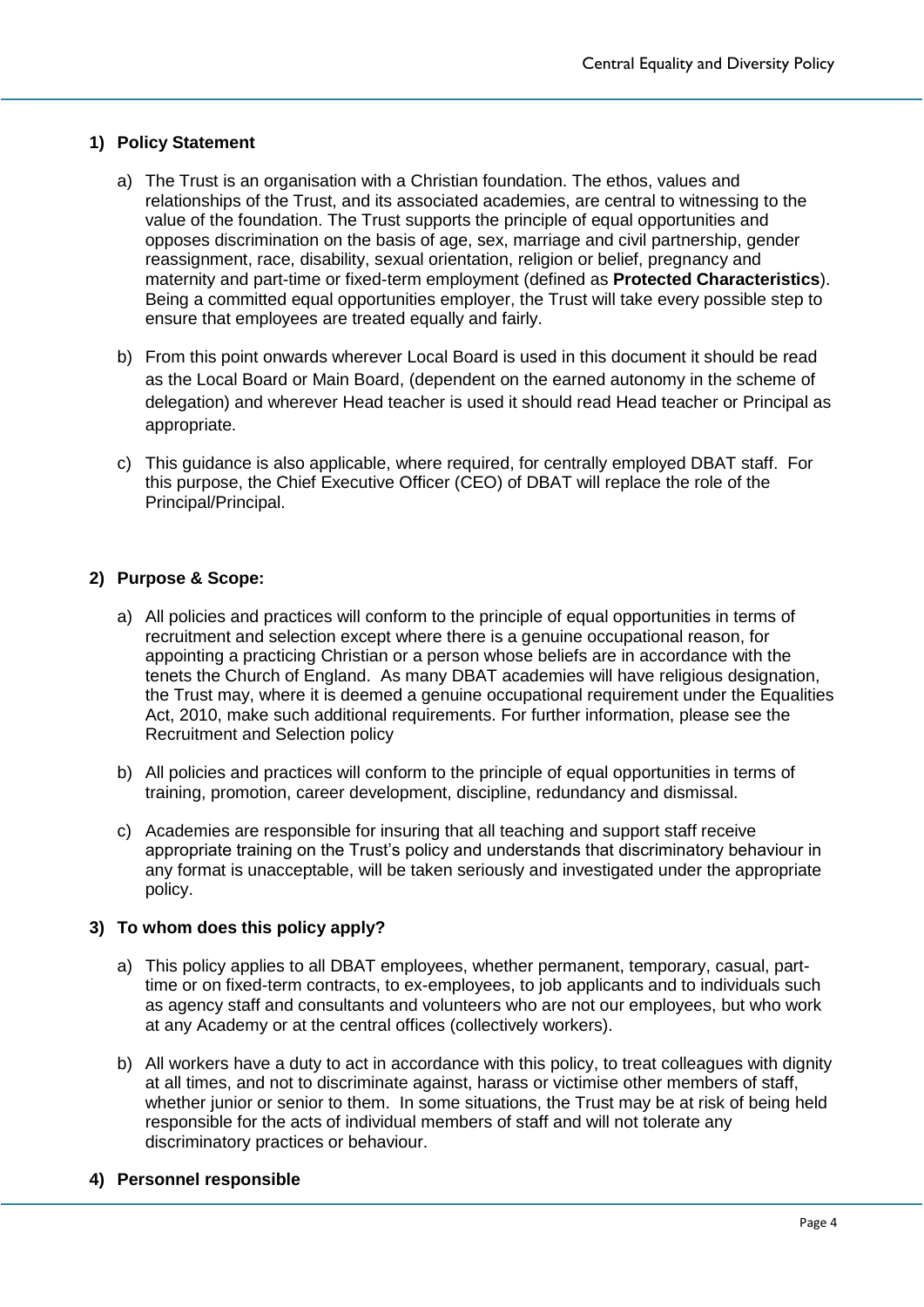## 1) Policy Statement

a) The Trust is an organisation with a Christian foundation. The ethos, values and relationships of the Trust, and its associated academies, are central to witnessing to the value of the foundation. The Trust supports the principle of equal opportunities and opposes discrimination on the basis of age, sex, marriage and civil partnership, gender reassignment, race, disability, sexual orientation, religion or belief, pregnancy and maternity and part-time or fixed-term employment (defined as **Protected Characteristics**). Being a committed equal opportunities employer, the Trust will take every possible step to ensure that employees are treated equally and fairly.

b) From this point onwards wherever Local Board is used in this document it should be read as the Local Board or Main Board, (dependent on the earned autonomy in the scheme of delegation) and wherever Head teacher is used it should read Head teacher or Principal as appropriate.

c) This guidance is also applicable, where required, for centrally employed DBAT staff. For this purpose, the Chief Executive Officer (CEO) of DBAT will replace the role of the Principal/Principal.

## 2) Purpose & Scope:

a) All policies and practices will conform to the principle of equal opportunities in terms of recruitment and selection except where there is a genuine occupational reason, for appointing a practicing Christian or a person whose beliefs are in accordance with the tenets the Church of England. As many DBAT academies will have religious designation, the Trust may, where it is deemed a genuine occupational requirement under the Equalities Act, 2010, make such additional requirements. For further information, please see the Recruitment and Selection policy

b) All policies and practices will conform to the principle of equal opportunities in terms of training, promotion, career development, discipline, redundancy and dismissal.

c) Academies are responsible for insuring that all teaching and support staff receive appropriate training on the Trust's policy and understands that discriminatory behaviour in any format is unacceptable, will be taken seriously and investigated under the appropriate policy.

## 3) To whom does this policy apply?

a) This policy applies to all DBAT employees, whether permanent, temporary, casual, part-time or on fixed-term contracts, to ex-employees, to job applicants and to individuals such as agency staff and consultants and volunteers who are not our employees, but who work at any Academy or at the central offices (collectively workers).

b) All workers have a duty to act in accordance with this policy, to treat colleagues with dignity at all times, and not to discriminate against, harass or victimise other members of staff, whether junior or senior to them. In some situations, the Trust may be at risk of being held responsible for the acts of individual members of staff and will not tolerate any discriminatory practices or behaviour.

## 4) Personnel responsible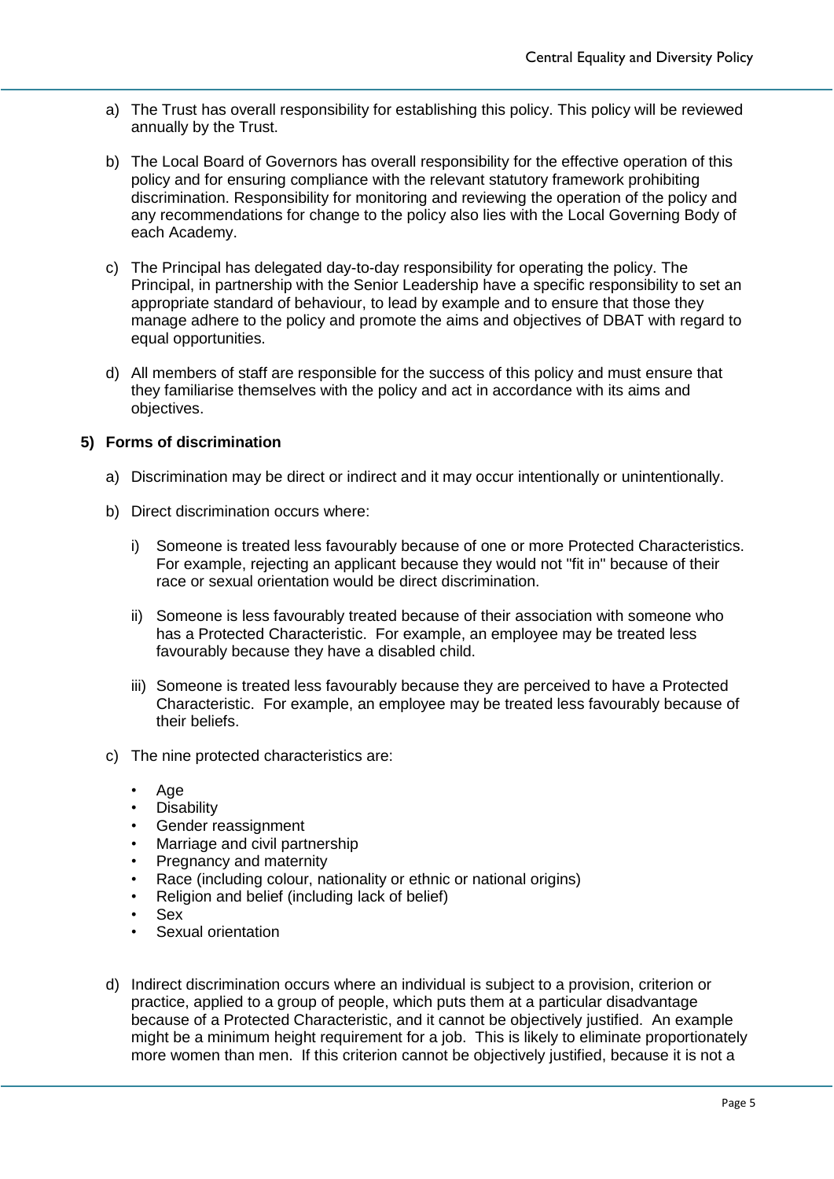a) The Trust has overall responsibility for establishing this policy. This policy will be reviewed annually by the Trust.

b) The Local Board of Governors has overall responsibility for the effective operation of this policy and for ensuring compliance with the relevant statutory framework prohibiting discrimination. Responsibility for monitoring and reviewing the operation of the policy and any recommendations for change to the policy also lies with the Local Governing Body of each Academy.

c) The Principal has delegated day-to-day responsibility for operating the policy. The Principal, in partnership with the Senior Leadership have a specific responsibility to set an appropriate standard of behaviour, to lead by example and to ensure that those they manage adhere to the policy and promote the aims and objectives of DBAT with regard to equal opportunities.

d) All members of staff are responsible for the success of this policy and must ensure that they familiarise themselves with the policy and act in accordance with its aims and objectives.

## 5) Forms of discrimination

a) Discrimination may be direct or indirect and it may occur intentionally or unintentionally.

b) Direct discrimination occurs where:

   i) Someone is treated less favourably because of one or more Protected Characteristics. For example, rejecting an applicant because they would not "fit in" because of their race or sexual orientation would be direct discrimination.

   ii) Someone is less favourably treated because of their association with someone who has a Protected Characteristic. For example, an employee may be treated less favourably because they have a disabled child.

   iii) Someone is treated less favourably because they are perceived to have a Protected Characteristic. For example, an employee may be treated less favourably because of their beliefs.

c) The nine protected characteristics are:

   - Age
   - Disability
   - Gender reassignment
   - Marriage and civil partnership
   - Pregnancy and maternity
   - Race (including colour, nationality or ethnic or national origins)
   - Religion and belief (including lack of belief)
   - Sex
   - Sexual orientation

d) Indirect discrimination occurs where an individual is subject to a provision, criterion or practice, applied to a group of people, which puts them at a particular disadvantage because of a Protected Characteristic, and it cannot be objectively justified. An example might be a minimum height requirement for a job. This is likely to eliminate proportionately more women than men. If this criterion cannot be objectively justified, because it is not a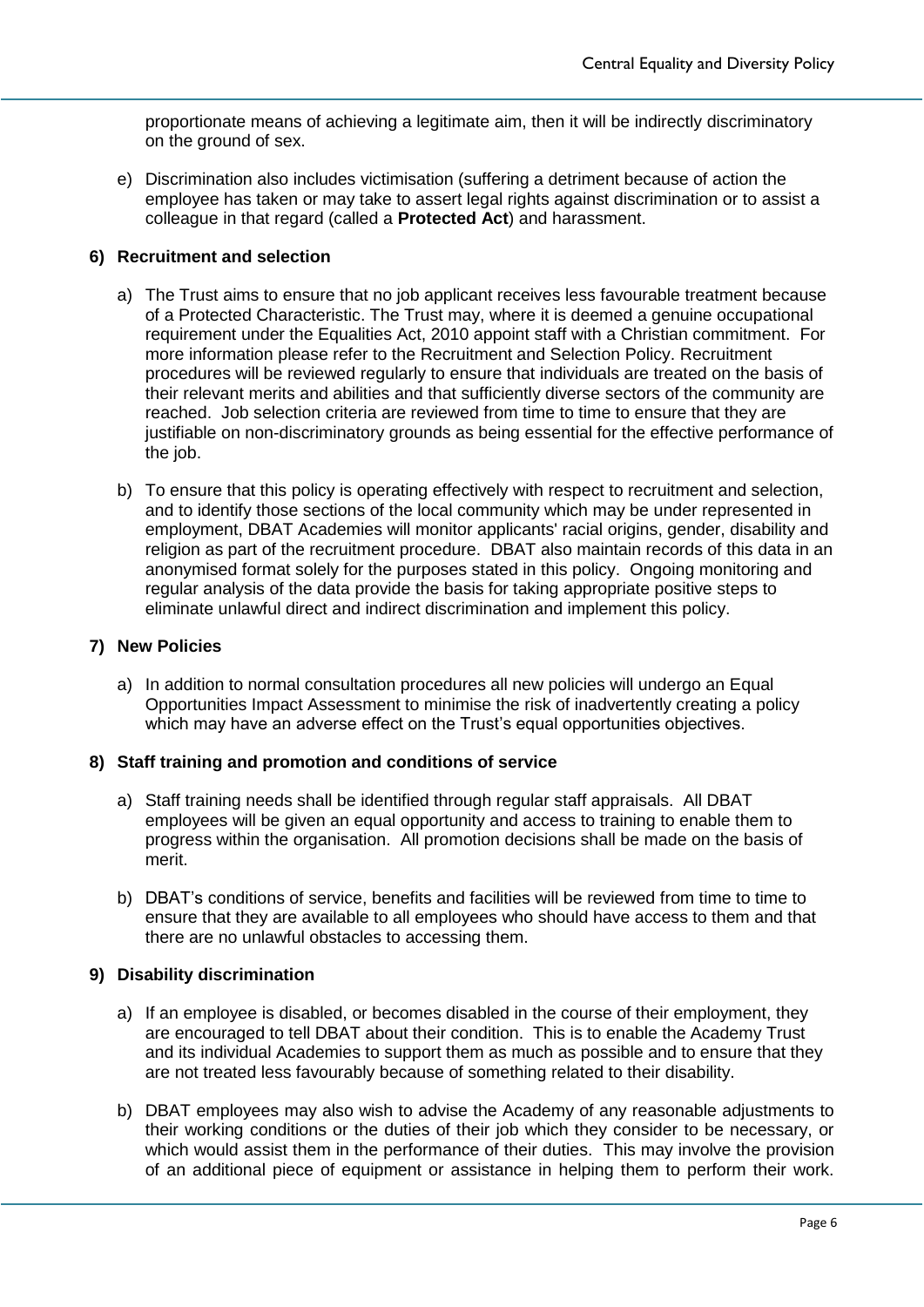proportionate means of achieving a legitimate aim, then it will be indirectly discriminatory on the ground of sex.

e) Discrimination also includes victimisation (suffering a detriment because of action the employee has taken or may take to assert legal rights against discrimination or to assist a colleague in that regard (called a **Protected Act**) and harassment.

## 6) Recruitment and selection

a) The Trust aims to ensure that no job applicant receives less favourable treatment because of a Protected Characteristic. The Trust may, where it is deemed a genuine occupational requirement under the Equalities Act, 2010 appoint staff with a Christian commitment. For more information please refer to the Recruitment and Selection Policy. Recruitment procedures will be reviewed regularly to ensure that individuals are treated on the basis of their relevant merits and abilities and that sufficiently diverse sectors of the community are reached. Job selection criteria are reviewed from time to time to ensure that they are justifiable on non-discriminatory grounds as being essential for the effective performance of the job.

b) To ensure that this policy is operating effectively with respect to recruitment and selection, and to identify those sections of the local community which may be under represented in employment, DBAT Academies will monitor applicants' racial origins, gender, disability and religion as part of the recruitment procedure. DBAT also maintain records of this data in an anonymised format solely for the purposes stated in this policy. Ongoing monitoring and regular analysis of the data provide the basis for taking appropriate positive steps to eliminate unlawful direct and indirect discrimination and implement this policy.

## 7) New Policies

a) In addition to normal consultation procedures all new policies will undergo an Equal Opportunities Impact Assessment to minimise the risk of inadvertently creating a policy which may have an adverse effect on the Trust's equal opportunities objectives.

## 8) Staff training and promotion and conditions of service

a) Staff training needs shall be identified through regular staff appraisals. All DBAT employees will be given an equal opportunity and access to training to enable them to progress within the organisation. All promotion decisions shall be made on the basis of merit.

b) DBAT's conditions of service, benefits and facilities will be reviewed from time to time to ensure that they are available to all employees who should have access to them and that there are no unlawful obstacles to accessing them.

## 9) Disability discrimination

a) If an employee is disabled, or becomes disabled in the course of their employment, they are encouraged to tell DBAT about their condition. This is to enable the Academy Trust and its individual Academies to support them as much as possible and to ensure that they are not treated less favourably because of something related to their disability.

b) DBAT employees may also wish to advise the Academy of any reasonable adjustments to their working conditions or the duties of their job which they consider to be necessary, or which would assist them in the performance of their duties. This may involve the provision of an additional piece of equipment or assistance in helping them to perform their work.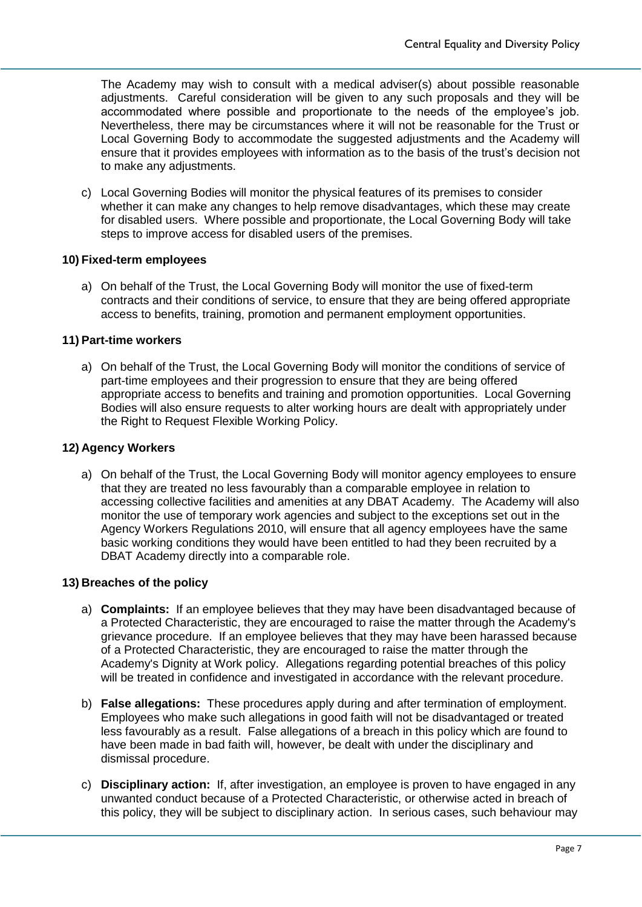The Academy may wish to consult with a medical adviser(s) about possible reasonable adjustments. Careful consideration will be given to any such proposals and they will be accommodated where possible and proportionate to the needs of the employee's job. Nevertheless, there may be circumstances where it will not be reasonable for the Trust or Local Governing Body to accommodate the suggested adjustments and the Academy will ensure that it provides employees with information as to the basis of the trust's decision not to make any adjustments.

c) Local Governing Bodies will monitor the physical features of its premises to consider whether it can make any changes to help remove disadvantages, which these may create for disabled users. Where possible and proportionate, the Local Governing Body will take steps to improve access for disabled users of the premises.

**10) Fixed-term employees**

a) On behalf of the Trust, the Local Governing Body will monitor the use of fixed-term contracts and their conditions of service, to ensure that they are being offered appropriate access to benefits, training, promotion and permanent employment opportunities.

**11) Part-time workers**

a) On behalf of the Trust, the Local Governing Body will monitor the conditions of service of part-time employees and their progression to ensure that they are being offered appropriate access to benefits and training and promotion opportunities. Local Governing Bodies will also ensure requests to alter working hours are dealt with appropriately under the Right to Request Flexible Working Policy.

**12) Agency Workers**

a) On behalf of the Trust, the Local Governing Body will monitor agency employees to ensure that they are treated no less favourably than a comparable employee in relation to accessing collective facilities and amenities at any DBAT Academy. The Academy will also monitor the use of temporary work agencies and subject to the exceptions set out in the Agency Workers Regulations 2010, will ensure that all agency employees have the same basic working conditions they would have been entitled to had they been recruited by a DBAT Academy directly into a comparable role.

**13) Breaches of the policy**

a) **Complaints:** If an employee believes that they may have been disadvantaged because of a Protected Characteristic, they are encouraged to raise the matter through the Academy's grievance procedure. If an employee believes that they may have been harassed because of a Protected Characteristic, they are encouraged to raise the matter through the Academy's Dignity at Work policy. Allegations regarding potential breaches of this policy will be treated in confidence and investigated in accordance with the relevant procedure.

b) **False allegations:** These procedures apply during and after termination of employment. Employees who make such allegations in good faith will not be disadvantaged or treated less favourably as a result. False allegations of a breach in this policy which are found to have been made in bad faith will, however, be dealt with under the disciplinary and dismissal procedure.

c) **Disciplinary action:** If, after investigation, an employee is proven to have engaged in any unwanted conduct because of a Protected Characteristic, or otherwise acted in breach of this policy, they will be subject to disciplinary action. In serious cases, such behaviour may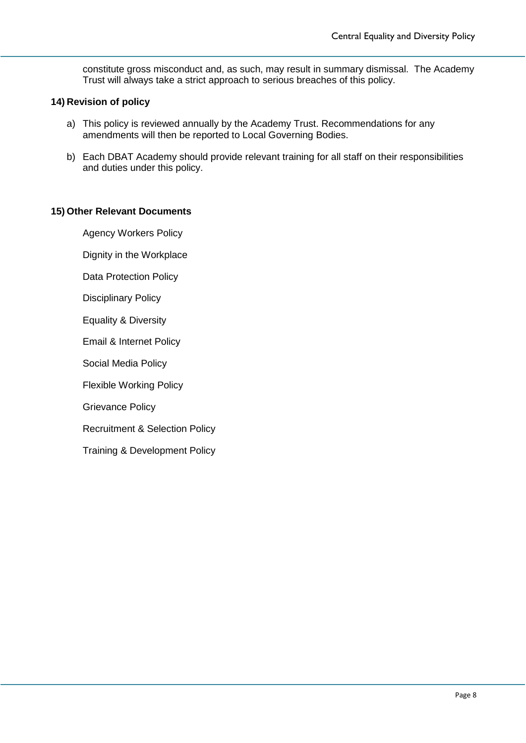constitute gross misconduct and, as such, may result in summary dismissal. The Academy Trust will always take a strict approach to serious breaches of this policy.

## 14) Revision of policy

a) This policy is reviewed annually by the Academy Trust. Recommendations for any amendments will then be reported to Local Governing Bodies.

b) Each DBAT Academy should provide relevant training for all staff on their responsibilities and duties under this policy.

## 15) Other Relevant Documents

Agency Workers Policy

Dignity in the Workplace

Data Protection Policy

Disciplinary Policy

Equality & Diversity

Email & Internet Policy

Social Media Policy

Flexible Working Policy

Grievance Policy

Recruitment & Selection Policy

Training & Development Policy